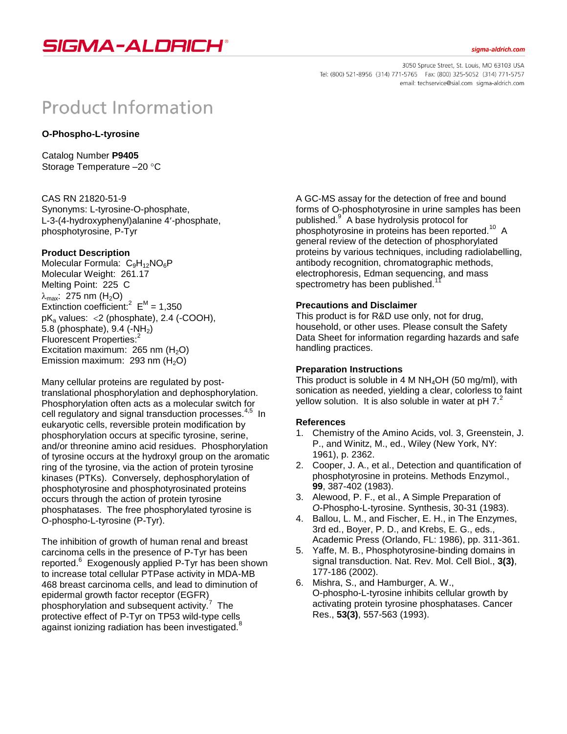# Product Information

**O-Phospho-L-tyrosine**

Catalog Number **P9405**
Storage Temperature –20 °C

CAS RN 21820-51-9
Synonyms: L-tyrosine-O-phosphate, L-3-(4-hydroxyphenyl)alanine 4′-phosphate, phosphotyrosine, P-Tyr

### Product Description

Molecular Formula: $C_9H_{12}NO_6P$
Molecular Weight: 261.17
Melting Point: 225 C
$\lambda_{max}$: 275 nm ($H_2O$)
Extinction coefficient:[2] $E^M$ = 1,350
$pK_a$ values: <2 (phosphate), 2.4 (-COOH), 5.8 (phosphate), 9.4 ($-NH_2$)
Fluorescent Properties:[2]
Excitation maximum: 265 nm ($H_2O$)
Emission maximum: 293 nm ($H_2O$)

Many cellular proteins are regulated by post-translational phosphorylation and dephosphorylation. Phosphorylation often acts as a molecular switch for cell regulatory and signal transduction processes.[4,5] In eukaryotic cells, reversible protein modification by phosphorylation occurs at specific tyrosine, serine, and/or threonine amino acid residues. Phosphorylation of tyrosine occurs at the hydroxyl group on the aromatic ring of the tyrosine, via the action of protein tyrosine kinases (PTKs). Conversely, dephosphorylation of phosphotyrosine and phosphotyrosinated proteins occurs through the action of protein tyrosine phosphatases. The free phosphorylated tyrosine is O-phospho-L-tyrosine (P-Tyr).

The inhibition of growth of human renal and breast carcinoma cells in the presence of P-Tyr has been reported.[6] Exogenously applied P-Tyr has been shown to increase total cellular PTPase activity in MDA-MB 468 breast carcinoma cells, and lead to diminution of epidermal growth factor receptor (EGFR) phosphorylation and subsequent activity.[7] The protective effect of P-Tyr on TP53 wild-type cells against ionizing radiation has been investigated.[8]

A GC-MS assay for the detection of free and bound forms of O-phosphotyrosine in urine samples has been published.[9] A base hydrolysis protocol for phosphotyrosine in proteins has been reported.[10] A general review of the detection of phosphorylated proteins by various techniques, including radiolabelling, antibody recognition, chromatographic methods, electrophoresis, Edman sequencing, and mass spectrometry has been published.[11]

### Precautions and Disclaimer

This product is for R&D use only, not for drug, household, or other uses. Please consult the Safety Data Sheet for information regarding hazards and safe handling practices.

### Preparation Instructions

This product is soluble in 4 M $NH_4OH$ (50 mg/ml), with sonication as needed, yielding a clear, colorless to faint yellow solution. It is also soluble in water at pH 7.[2]

### References

1. Chemistry of the Amino Acids, vol. 3, Greenstein, J. P., and Winitz, M., ed., Wiley (New York, NY: 1961), p. 2362.
2. Cooper, J. A., et al., Detection and quantification of phosphotyrosine in proteins. Methods Enzymol., **99**, 387-402 (1983).
3. Alewood, P. F., et al., A Simple Preparation of *O*-Phospho-L-tyrosine. Synthesis, 30-31 (1983).
4. Ballou, L. M., and Fischer, E. H., in The Enzymes, 3rd ed., Boyer, P. D., and Krebs, E. G., eds., Academic Press (Orlando, FL: 1986), pp. 311-361.
5. Yaffe, M. B., Phosphotyrosine-binding domains in signal transduction. Nat. Rev. Mol. Cell Biol., **3(3)**, 177-186 (2002).
6. Mishra, S., and Hamburger, A. W., O-phospho-L-tyrosine inhibits cellular growth by activating protein tyrosine phosphatases. Cancer Res., **53(3)**, 557-563 (1993).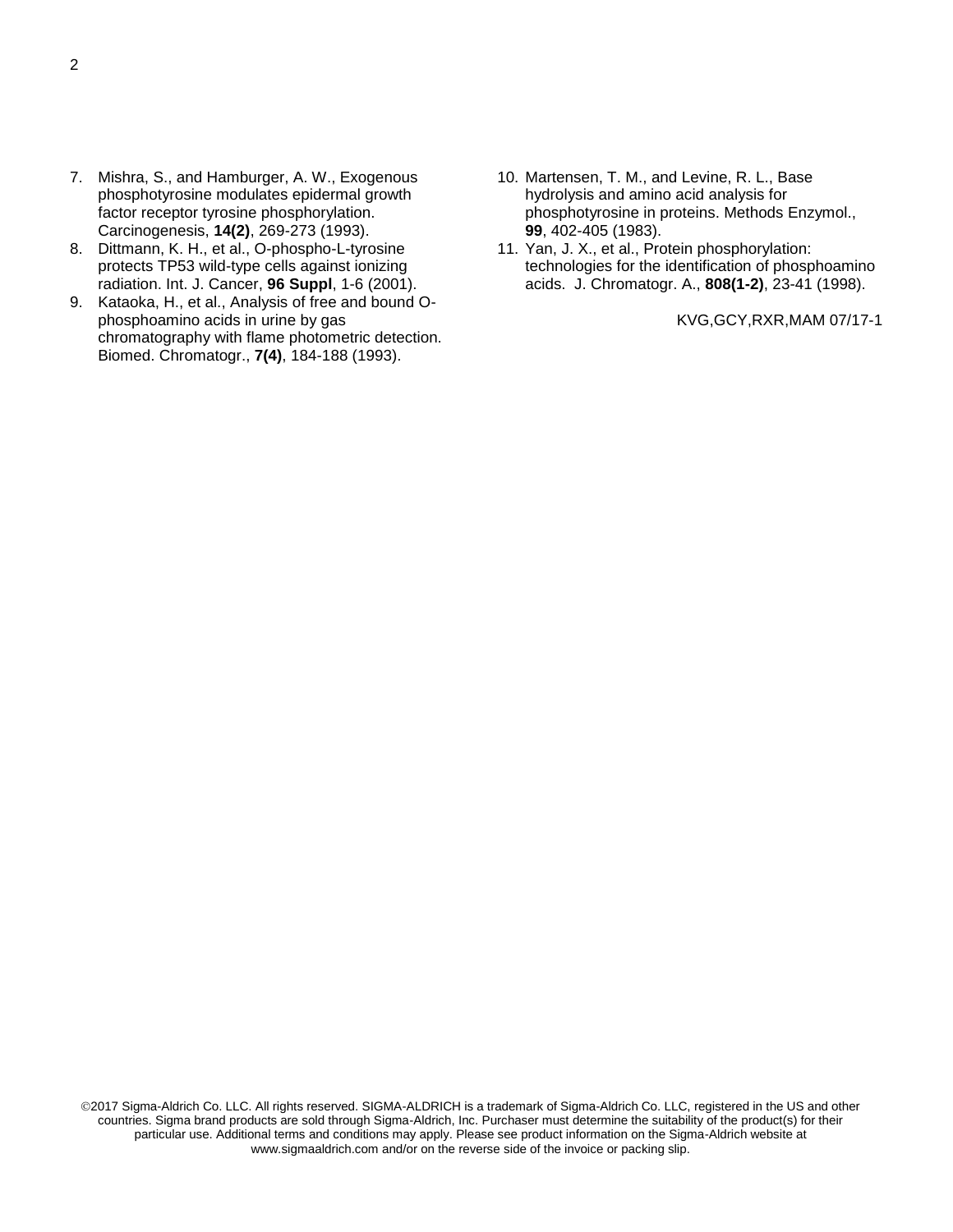7. Mishra, S., and Hamburger, A. W., Exogenous phosphotyrosine modulates epidermal growth factor receptor tyrosine phosphorylation. Carcinogenesis, **14(2)**, 269-273 (1993).
8. Dittmann, K. H., et al., O-phospho-L-tyrosine protects TP53 wild-type cells against ionizing radiation. Int. J. Cancer, **96 Suppl**, 1-6 (2001).
9. Kataoka, H., et al., Analysis of free and bound O-phosphoamino acids in urine by gas chromatography with flame photometric detection. Biomed. Chromatogr., **7(4)**, 184-188 (1993).
10. Martensen, T. M., and Levine, R. L., Base hydrolysis and amino acid analysis for phosphotyrosine in proteins. Methods Enzymol., **99**, 402-405 (1983).
11. Yan, J. X., et al., Protein phosphorylation: technologies for the identification of phosphoamino acids. J. Chromatogr. A., **808(1-2)**, 23-41 (1998).

KVG,GCY,RXR,MAM 07/17-1

©2017 Sigma-Aldrich Co. LLC. All rights reserved. SIGMA-ALDRICH is a trademark of Sigma-Aldrich Co. LLC, registered in the US and other countries. Sigma brand products are sold through Sigma-Aldrich, Inc. Purchaser must determine the suitability of the product(s) for their particular use. Additional terms and conditions may apply. Please see product information on the Sigma-Aldrich website at www.sigmaaldrich.com and/or on the reverse side of the invoice or packing slip.